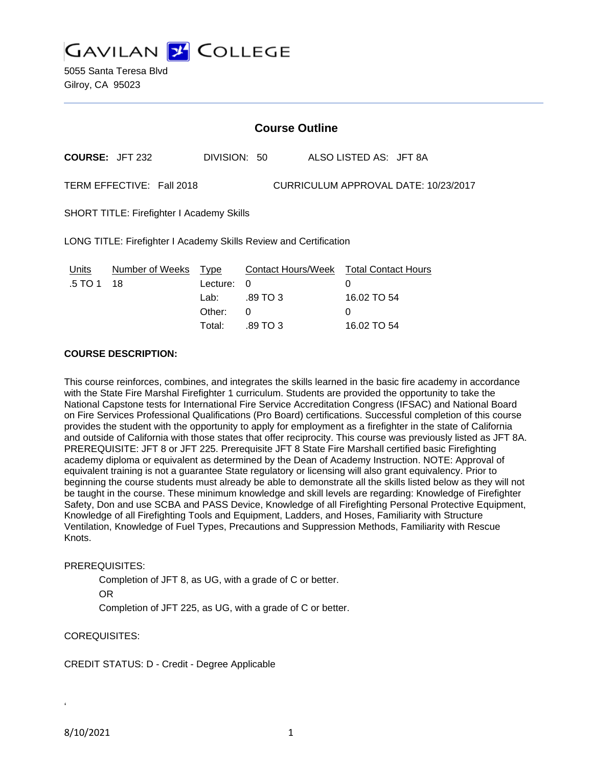# GAVILAN COLLEGE

5055 Santa Teresa Blvd
Gilroy, CA 95023

## Course Outline

**COURSE:** JFT 232 DIVISION: 50 ALSO LISTED AS: JFT 8A

TERM EFFECTIVE: Fall 2018 CURRICULUM APPROVAL DATE: 10/23/2017

SHORT TITLE: Firefighter I Academy Skills

LONG TITLE: Firefighter I Academy Skills Review and Certification

| Units | Number of Weeks | Type | Contact Hours/Week | Total Contact Hours |
|---|---|---|---|---|
| .5 TO 1 | 18 | Lecture: | 0 | 0 |
| | | Lab: | .89 TO 3 | 16.02 TO 54 |
| | | Other: | 0 | 0 |
| | | Total: | .89 TO 3 | 16.02 TO 54 |

**COURSE DESCRIPTION:**

This course reinforces, combines, and integrates the skills learned in the basic fire academy in accordance with the State Fire Marshal Firefighter 1 curriculum. Students are provided the opportunity to take the National Capstone tests for International Fire Service Accreditation Congress (IFSAC) and National Board on Fire Services Professional Qualifications (Pro Board) certifications. Successful completion of this course provides the student with the opportunity to apply for employment as a firefighter in the state of California and outside of California with those states that offer reciprocity. This course was previously listed as JFT 8A. PREREQUISITE: JFT 8 or JFT 225. Prerequisite JFT 8 State Fire Marshall certified basic Firefighting academy diploma or equivalent as determined by the Dean of Academy Instruction. NOTE: Approval of equivalent training is not a guarantee State regulatory or licensing will also grant equivalency. Prior to beginning the course students must already be able to demonstrate all the skills listed below as they will not be taught in the course. These minimum knowledge and skill levels are regarding: Knowledge of Firefighter Safety, Don and use SCBA and PASS Device, Knowledge of all Firefighting Personal Protective Equipment, Knowledge of all Firefighting Tools and Equipment, Ladders, and Hoses, Familiarity with Structure Ventilation, Knowledge of Fuel Types, Precautions and Suppression Methods, Familiarity with Rescue Knots.

PREREQUISITES:

Completion of JFT 8, as UG, with a grade of C or better.
OR
Completion of JFT 225, as UG, with a grade of C or better.

COREQUISITES:

CREDIT STATUS: D - Credit - Degree Applicable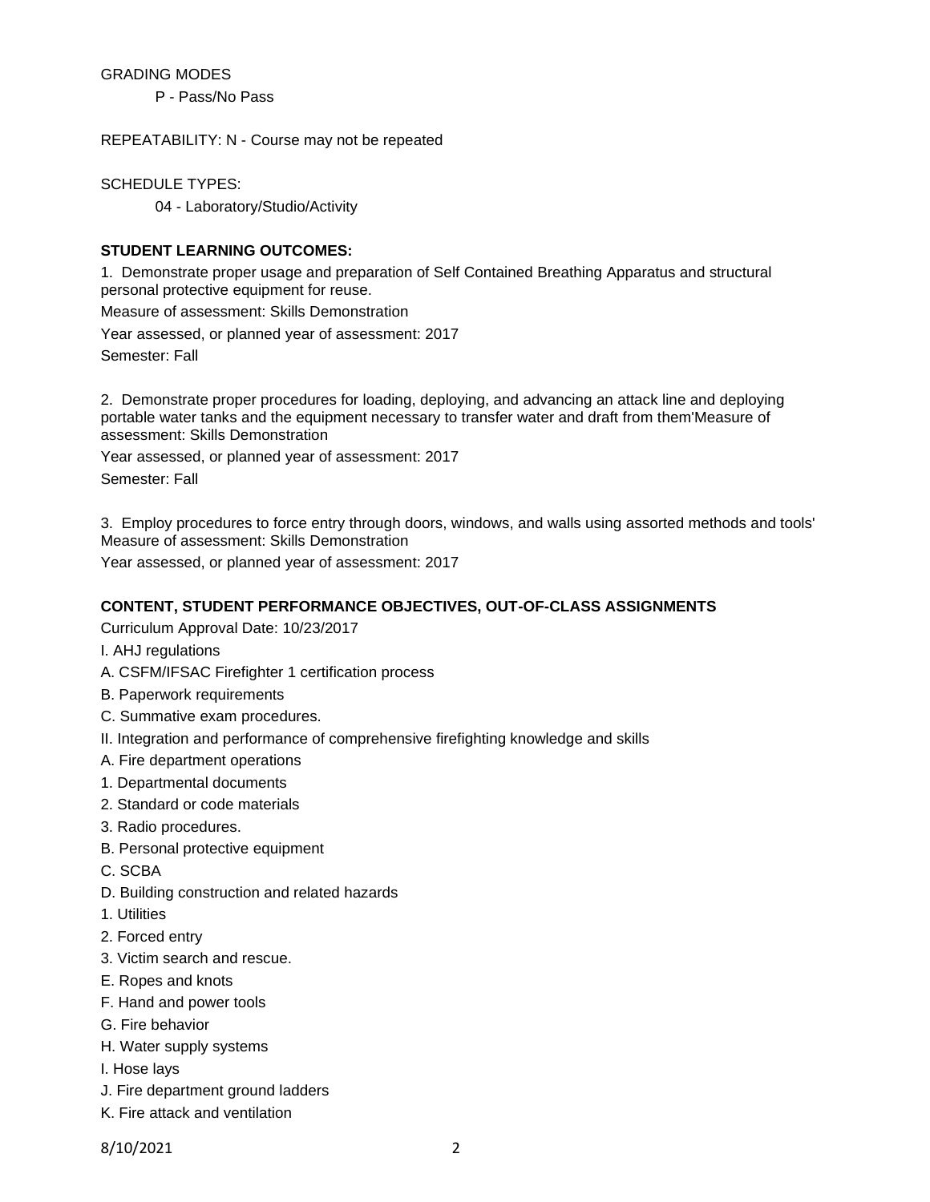GRADING MODES

P - Pass/No Pass

REPEATABILITY: N - Course may not be repeated

SCHEDULE TYPES:

04 - Laboratory/Studio/Activity

**STUDENT LEARNING OUTCOMES:**

1. Demonstrate proper usage and preparation of Self Contained Breathing Apparatus and structural personal protective equipment for reuse.

Measure of assessment: Skills Demonstration

Year assessed, or planned year of assessment: 2017

Semester: Fall

2. Demonstrate proper procedures for loading, deploying, and advancing an attack line and deploying portable water tanks and the equipment necessary to transfer water and draft from them'Measure of assessment: Skills Demonstration

Year assessed, or planned year of assessment: 2017

Semester: Fall

3. Employ procedures to force entry through doors, windows, and walls using assorted methods and tools' Measure of assessment: Skills Demonstration

Year assessed, or planned year of assessment: 2017

**CONTENT, STUDENT PERFORMANCE OBJECTIVES, OUT-OF-CLASS ASSIGNMENTS**

Curriculum Approval Date: 10/23/2017

I. AHJ regulations

A. CSFM/IFSAC Firefighter 1 certification process

B. Paperwork requirements

C. Summative exam procedures.

II. Integration and performance of comprehensive firefighting knowledge and skills

A. Fire department operations

1. Departmental documents

2. Standard or code materials

3. Radio procedures.

B. Personal protective equipment

C. SCBA

D. Building construction and related hazards

1. Utilities

2. Forced entry

3. Victim search and rescue.

E. Ropes and knots

F. Hand and power tools

G. Fire behavior

H. Water supply systems

I. Hose lays

J. Fire department ground ladders

K. Fire attack and ventilation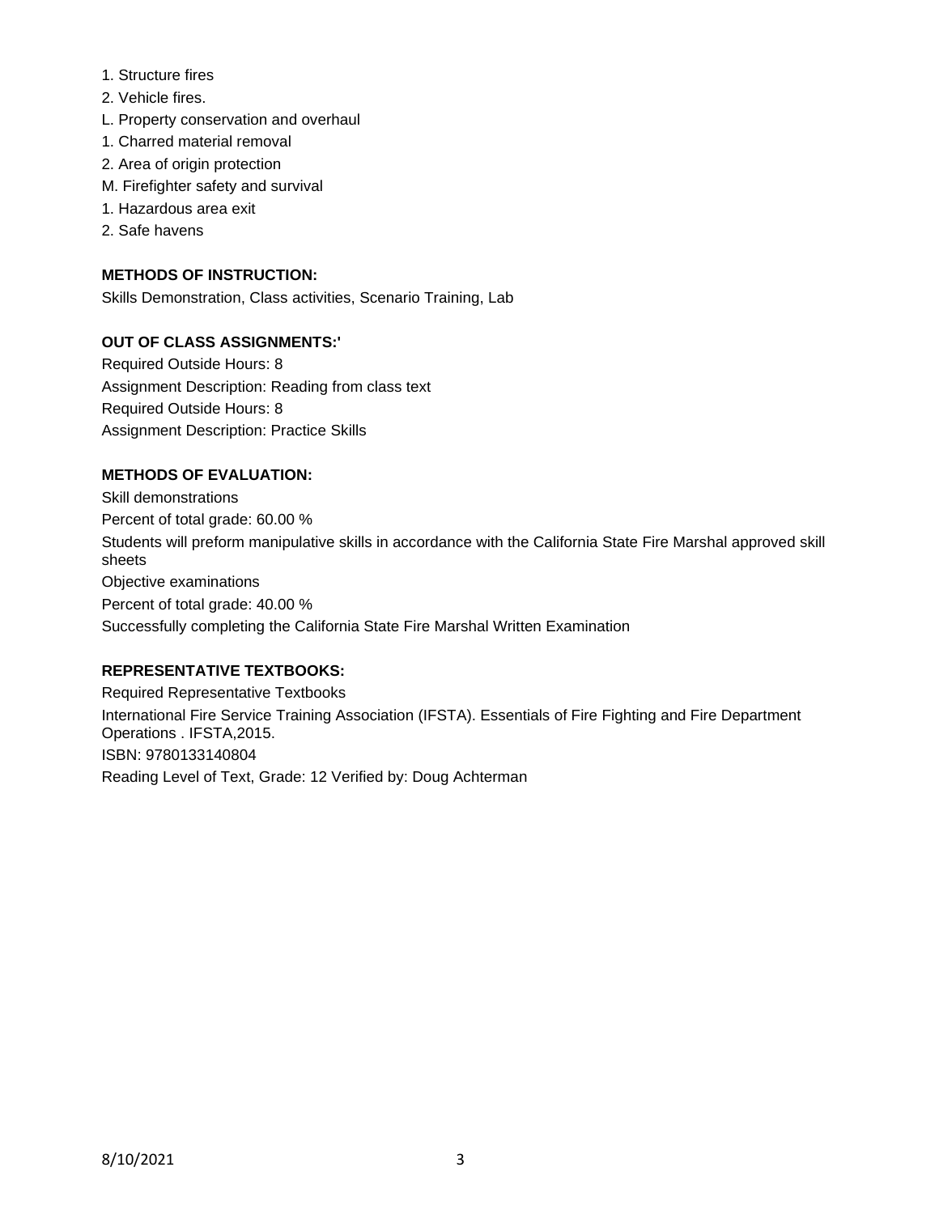1. Structure fires
2. Vehicle fires.

L. Property conservation and overhaul

1. Charred material removal
2. Area of origin protection

M. Firefighter safety and survival

1. Hazardous area exit
2. Safe havens

**METHODS OF INSTRUCTION:**

Skills Demonstration, Class activities, Scenario Training, Lab

**OUT OF CLASS ASSIGNMENTS:'**

Required Outside Hours: 8

Assignment Description: Reading from class text

Required Outside Hours: 8

Assignment Description: Practice Skills

**METHODS OF EVALUATION:**

Skill demonstrations

Percent of total grade: 60.00 %

Students will preform manipulative skills in accordance with the California State Fire Marshal approved skill sheets

Objective examinations

Percent of total grade: 40.00 %

Successfully completing the California State Fire Marshal Written Examination

**REPRESENTATIVE TEXTBOOKS:**

Required Representative Textbooks

International Fire Service Training Association (IFSTA). Essentials of Fire Fighting and Fire Department Operations . IFSTA,2015.

ISBN: 9780133140804

Reading Level of Text, Grade: 12 Verified by: Doug Achterman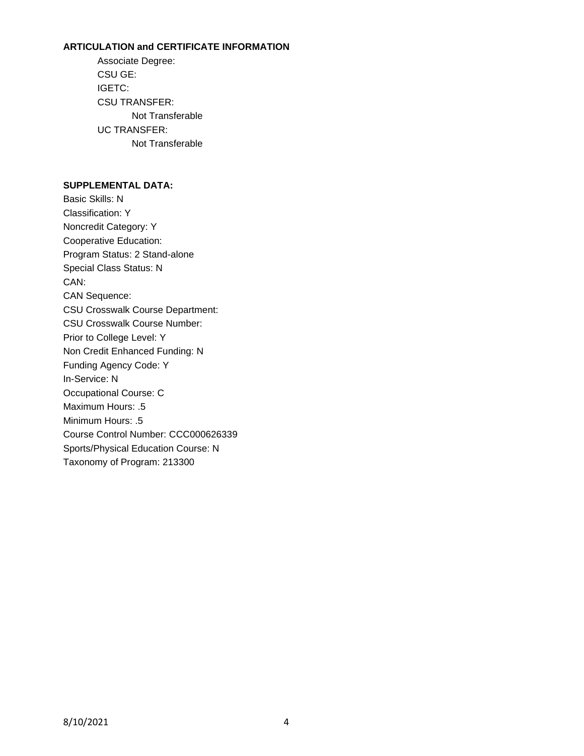**ARTICULATION and CERTIFICATE INFORMATION**

Associate Degree:
CSU GE:
IGETC:
CSU TRANSFER:
Not Transferable
UC TRANSFER:
Not Transferable

**SUPPLEMENTAL DATA:**

Basic Skills: N
Classification: Y
Noncredit Category: Y
Cooperative Education:
Program Status: 2 Stand-alone
Special Class Status: N
CAN:
CAN Sequence:
CSU Crosswalk Course Department:
CSU Crosswalk Course Number:
Prior to College Level: Y
Non Credit Enhanced Funding: N
Funding Agency Code: Y
In-Service: N
Occupational Course: C
Maximum Hours: .5
Minimum Hours: .5
Course Control Number: CCC000626339
Sports/Physical Education Course: N
Taxonomy of Program: 213300